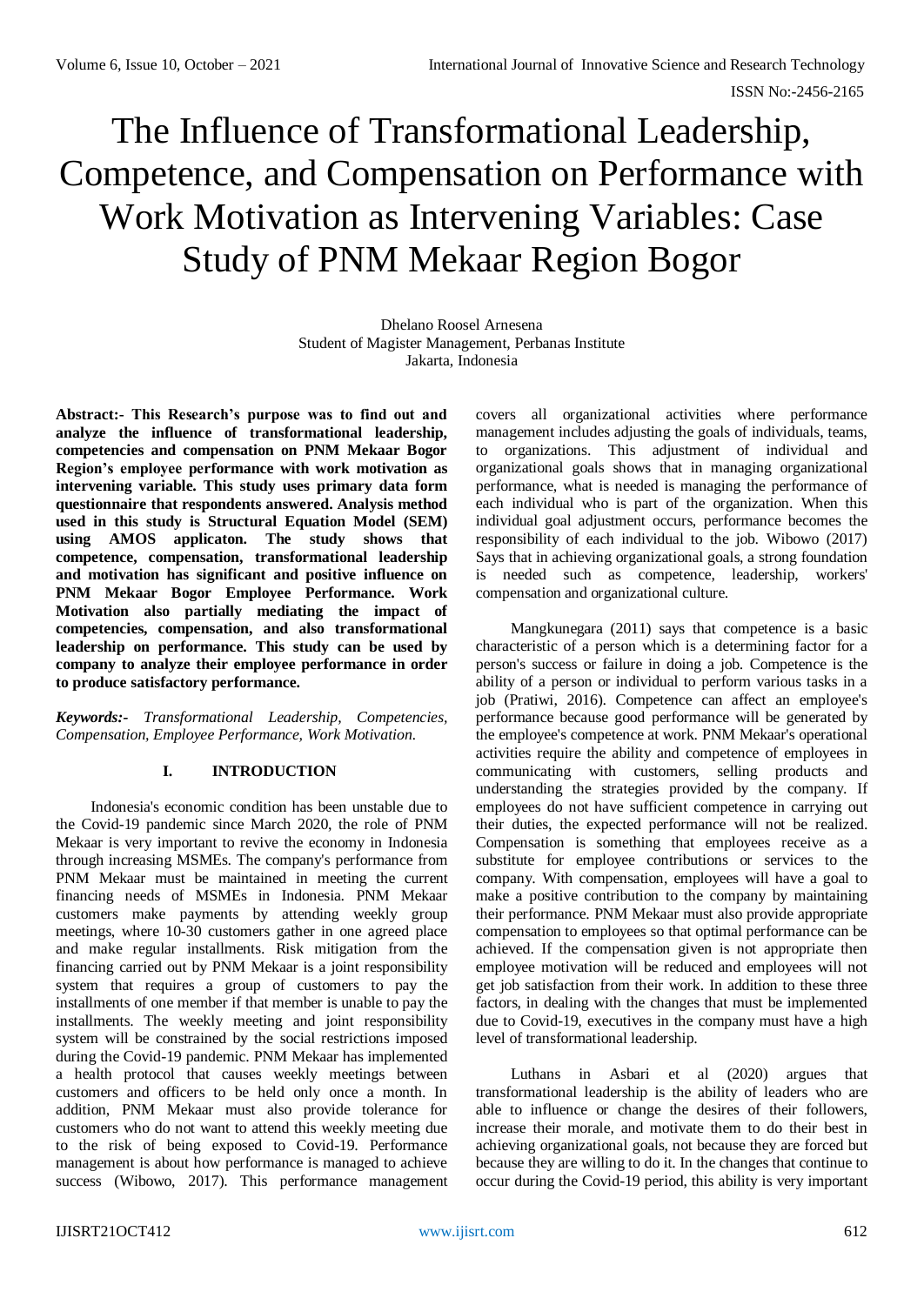# The Influence of Transformational Leadership, Competence, and Compensation on Performance with Work Motivation as Intervening Variables: Case Study of PNM Mekaar Region Bogor

Dhelano Roosel Arnesena
Student of Magister Management, Perbanas Institute
Jakarta, Indonesia

**Abstract:- This Research's purpose was to find out and analyze the influence of transformational leadership, competencies and compensation on PNM Mekaar Bogor Region's employee performance with work motivation as intervening variable. This study uses primary data form questionnaire that respondents answered. Analysis method used in this study is Structural Equation Model (SEM) using AMOS applicaton. The study shows that competence, compensation, transformational leadership and motivation has significant and positive influence on PNM Mekaar Bogor Employee Performance. Work Motivation also partially mediating the impact of competencies, compensation, and also transformational leadership on performance. This study can be used by company to analyze their employee performance in order to produce satisfactory performance.**

***Keywords:-*** *Transformational Leadership, Competencies, Compensation, Employee Performance, Work Motivation.*

## I. INTRODUCTION

Indonesia's economic condition has been unstable due to the Covid-19 pandemic since March 2020, the role of PNM Mekaar is very important to revive the economy in Indonesia through increasing MSMEs. The company's performance from PNM Mekaar must be maintained in meeting the current financing needs of MSMEs in Indonesia. PNM Mekaar customers make payments by attending weekly group meetings, where 10-30 customers gather in one agreed place and make regular installments. Risk mitigation from the financing carried out by PNM Mekaar is a joint responsibility system that requires a group of customers to pay the installments of one member if that member is unable to pay the installments. The weekly meeting and joint responsibility system will be constrained by the social restrictions imposed during the Covid-19 pandemic. PNM Mekaar has implemented a health protocol that causes weekly meetings between customers and officers to be held only once a month. In addition, PNM Mekaar must also provide tolerance for customers who do not want to attend this weekly meeting due to the risk of being exposed to Covid-19. Performance management is about how performance is managed to achieve success (Wibowo, 2017). This performance management covers all organizational activities where performance management includes adjusting the goals of individuals, teams, to organizations. This adjustment of individual and organizational goals shows that in managing organizational performance, what is needed is managing the performance of each individual who is part of the organization. When this individual goal adjustment occurs, performance becomes the responsibility of each individual to the job. Wibowo (2017) Says that in achieving organizational goals, a strong foundation is needed such as competence, leadership, workers' compensation and organizational culture.

Mangkunegara (2011) says that competence is a basic characteristic of a person which is a determining factor for a person's success or failure in doing a job. Competence is the ability of a person or individual to perform various tasks in a job (Pratiwi, 2016). Competence can affect an employee's performance because good performance will be generated by the employee's competence at work. PNM Mekaar's operational activities require the ability and competence of employees in communicating with customers, selling products and understanding the strategies provided by the company. If employees do not have sufficient competence in carrying out their duties, the expected performance will not be realized. Compensation is something that employees receive as a substitute for employee contributions or services to the company. With compensation, employees will have a goal to make a positive contribution to the company by maintaining their performance. PNM Mekaar must also provide appropriate compensation to employees so that optimal performance can be achieved. If the compensation given is not appropriate then employee motivation will be reduced and employees will not get job satisfaction from their work. In addition to these three factors, in dealing with the changes that must be implemented due to Covid-19, executives in the company must have a high level of transformational leadership.

Luthans in Asbari et al (2020) argues that transformational leadership is the ability of leaders who are able to influence or change the desires of their followers, increase their morale, and motivate them to do their best in achieving organizational goals, not because they are forced but because they are willing to do it. In the changes that continue to occur during the Covid-19 period, this ability is very important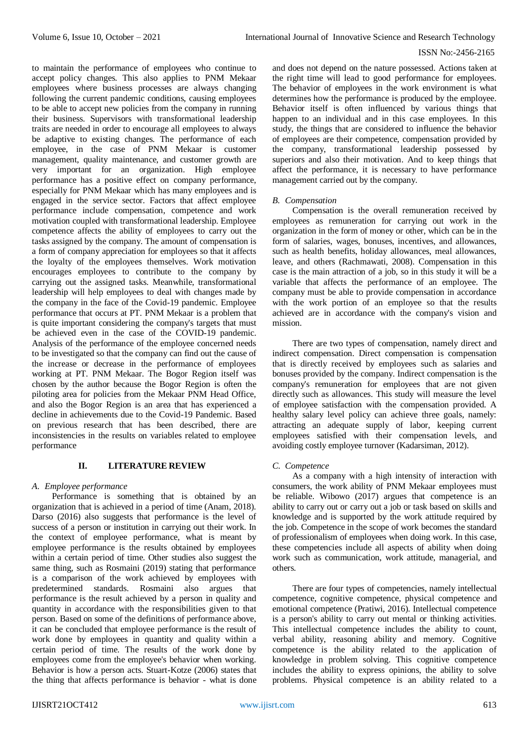to maintain the performance of employees who continue to accept policy changes. This also applies to PNM Mekaar employees where business processes are always changing following the current pandemic conditions, causing employees to be able to accept new policies from the company in running their business. Supervisors with transformational leadership traits are needed in order to encourage all employees to always be adaptive to existing changes. The performance of each employee, in the case of PNM Mekaar is customer management, quality maintenance, and customer growth are very important for an organization. High employee performance has a positive effect on company performance, especially for PNM Mekaar which has many employees and is engaged in the service sector. Factors that affect employee performance include compensation, competence and work motivation coupled with transformational leadership. Employee competence affects the ability of employees to carry out the tasks assigned by the company. The amount of compensation is a form of company appreciation for employees so that it affects the loyalty of the employees themselves. Work motivation encourages employees to contribute to the company by carrying out the assigned tasks. Meanwhile, transformational leadership will help employees to deal with changes made by the company in the face of the Covid-19 pandemic. Employee performance that occurs at PT. PNM Mekaar is a problem that is quite important considering the company's targets that must be achieved even in the case of the COVID-19 pandemic. Analysis of the performance of the employee concerned needs to be investigated so that the company can find out the cause of the increase or decrease in the performance of employees working at PT. PNM Mekaar. The Bogor Region itself was chosen by the author because the Bogor Region is often the piloting area for policies from the Mekaar PNM Head Office, and also the Bogor Region is an area that has experienced a decline in achievements due to the Covid-19 Pandemic. Based on previous research that has been described, there are inconsistencies in the results on variables related to employee performance

## II. LITERATURE REVIEW

### *A. Employee performance*

Performance is something that is obtained by an organization that is achieved in a period of time (Anam, 2018). Darso (2016) also suggests that performance is the level of success of a person or institution in carrying out their work. In the context of employee performance, what is meant by employee performance is the results obtained by employees within a certain period of time. Other studies also suggest the same thing, such as Rosmaini (2019) stating that performance is a comparison of the work achieved by employees with predetermined standards. Rosmaini also argues that performance is the result achieved by a person in quality and quantity in accordance with the responsibilities given to that person. Based on some of the definitions of performance above, it can be concluded that employee performance is the result of work done by employees in quantity and quality within a certain period of time. The results of the work done by employees come from the employee's behavior when working. Behavior is how a person acts. Stuart-Kotze (2006) states that the thing that affects performance is behavior - what is done and does not depend on the nature possessed. Actions taken at the right time will lead to good performance for employees. The behavior of employees in the work environment is what determines how the performance is produced by the employee. Behavior itself is often influenced by various things that happen to an individual and in this case employees. In this study, the things that are considered to influence the behavior of employees are their competence, compensation provided by the company, transformational leadership possessed by superiors and also their motivation. And to keep things that affect the performance, it is necessary to have performance management carried out by the company.

### *B. Compensation*

Compensation is the overall remuneration received by employees as remuneration for carrying out work in the organization in the form of money or other, which can be in the form of salaries, wages, bonuses, incentives, and allowances, such as health benefits, holiday allowances, meal allowances, leave, and others (Rachmawati, 2008). Compensation in this case is the main attraction of a job, so in this study it will be a variable that affects the performance of an employee. The company must be able to provide compensation in accordance with the work portion of an employee so that the results achieved are in accordance with the company's vision and mission.

There are two types of compensation, namely direct and indirect compensation. Direct compensation is compensation that is directly received by employees such as salaries and bonuses provided by the company. Indirect compensation is the company's remuneration for employees that are not given directly such as allowances. This study will measure the level of employee satisfaction with the compensation provided. A healthy salary level policy can achieve three goals, namely: attracting an adequate supply of labor, keeping current employees satisfied with their compensation levels, and avoiding costly employee turnover (Kadarsiman, 2012).

### *C. Competence*

As a company with a high intensity of interaction with consumers, the work ability of PNM Mekaar employees must be reliable. Wibowo (2017) argues that competence is an ability to carry out or carry out a job or task based on skills and knowledge and is supported by the work attitude required by the job. Competence in the scope of work becomes the standard of professionalism of employees when doing work. In this case, these competencies include all aspects of ability when doing work such as communication, work attitude, managerial, and others.

There are four types of competencies, namely intellectual competence, cognitive competence, physical competence and emotional competence (Pratiwi, 2016). Intellectual competence is a person's ability to carry out mental or thinking activities. This intellectual competence includes the ability to count, verbal ability, reasoning ability and memory. Cognitive competence is the ability related to the application of knowledge in problem solving. This cognitive competence includes the ability to express opinions, the ability to solve problems. Physical competence is an ability related to a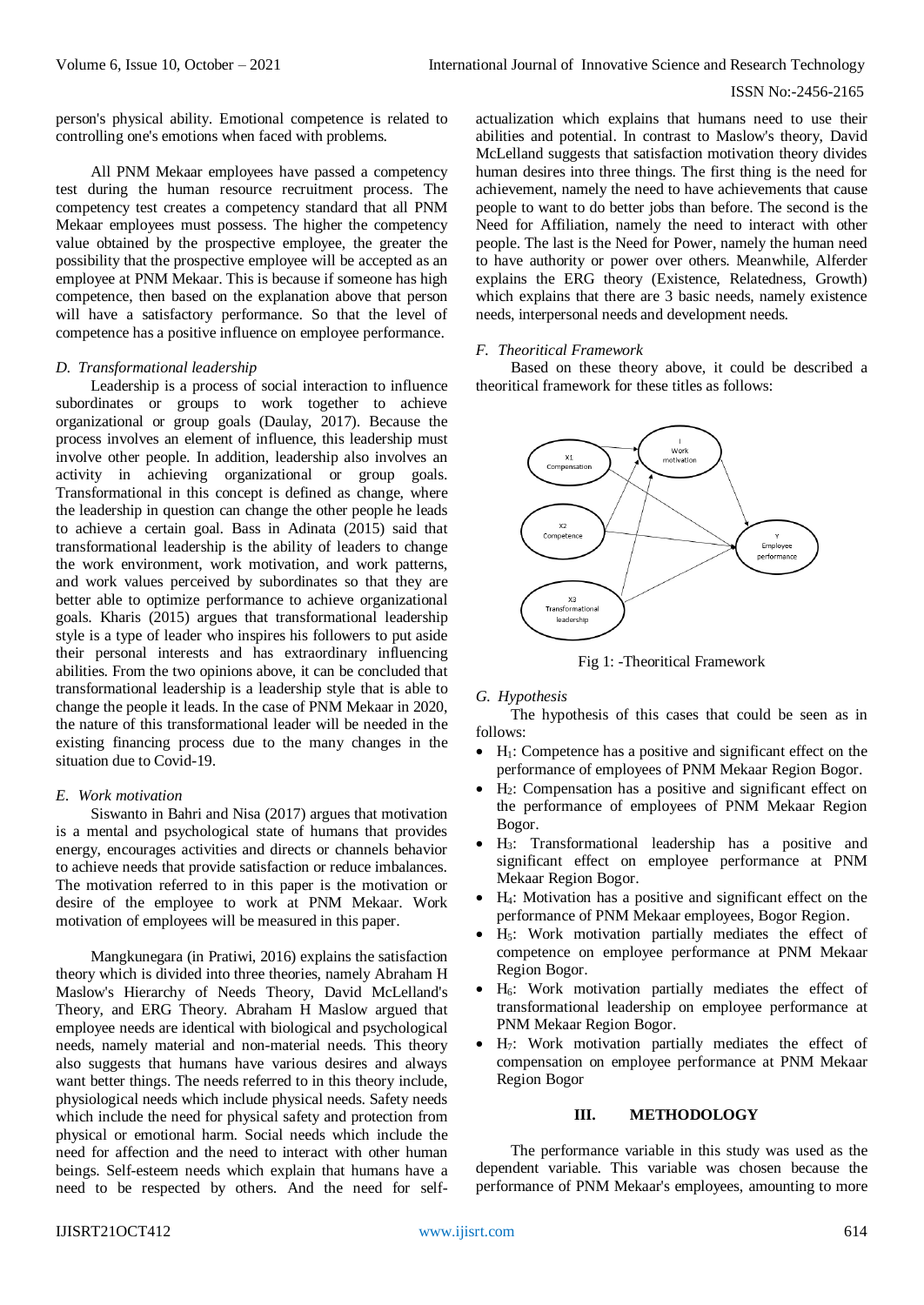person's physical ability. Emotional competence is related to controlling one's emotions when faced with problems.

All PNM Mekaar employees have passed a competency test during the human resource recruitment process. The competency test creates a competency standard that all PNM Mekaar employees must possess. The higher the competency value obtained by the prospective employee, the greater the possibility that the prospective employee will be accepted as an employee at PNM Mekaar. This is because if someone has high competence, then based on the explanation above that person will have a satisfactory performance. So that the level of competence has a positive influence on employee performance.

### *D. Transformational leadership*

Leadership is a process of social interaction to influence subordinates or groups to work together to achieve organizational or group goals (Daulay, 2017). Because the process involves an element of influence, this leadership must involve other people. In addition, leadership also involves an activity in achieving organizational or group goals. Transformational in this concept is defined as change, where the leadership in question can change the other people he leads to achieve a certain goal. Bass in Adinata (2015) said that transformational leadership is the ability of leaders to change the work environment, work motivation, and work patterns, and work values perceived by subordinates so that they are better able to optimize performance to achieve organizational goals. Kharis (2015) argues that transformational leadership style is a type of leader who inspires his followers to put aside their personal interests and has extraordinary influencing abilities. From the two opinions above, it can be concluded that transformational leadership is a leadership style that is able to change the people it leads. In the case of PNM Mekaar in 2020, the nature of this transformational leader will be needed in the existing financing process due to the many changes in the situation due to Covid-19.

### *E. Work motivation*

Siswanto in Bahri and Nisa (2017) argues that motivation is a mental and psychological state of humans that provides energy, encourages activities and directs or channels behavior to achieve needs that provide satisfaction or reduce imbalances. The motivation referred to in this paper is the motivation or desire of the employee to work at PNM Mekaar. Work motivation of employees will be measured in this paper.

Mangkunegara (in Pratiwi, 2016) explains the satisfaction theory which is divided into three theories, namely Abraham H Maslow's Hierarchy of Needs Theory, David McLelland's Theory, and ERG Theory. Abraham H Maslow argued that employee needs are identical with biological and psychological needs, namely material and non-material needs. This theory also suggests that humans have various desires and always want better things. The needs referred to in this theory include, physiological needs which include physical needs. Safety needs which include the need for physical safety and protection from physical or emotional harm. Social needs which include the need for affection and the need to interact with other human beings. Self-esteem needs which explain that humans have a need to be respected by others. And the need for self-actualization which explains that humans need to use their abilities and potential. In contrast to Maslow's theory, David McLelland suggests that satisfaction motivation theory divides human desires into three things. The first thing is the need for achievement, namely the need to have achievements that cause people to want to do better jobs than before. The second is the Need for Affiliation, namely the need to interact with other people. The last is the Need for Power, namely the human need to have authority or power over others. Meanwhile, Alferder explains the ERG theory (Existence, Relatedness, Growth) which explains that there are 3 basic needs, namely existence needs, interpersonal needs and development needs.

### *F. Theoritical Framework*

Based on these theory above, it could be described a theoritical framework for these titles as follows:

Fig 1: -Theoritical Framework

### *G. Hypothesis*

The hypothesis of this cases that could be seen as in follows:

- $H_1$: Competence has a positive and significant effect on the performance of employees of PNM Mekaar Region Bogor.
- $H_2$: Compensation has a positive and significant effect on the performance of employees of PNM Mekaar Region Bogor.
- $H_3$: Transformational leadership has a positive and significant effect on employee performance at PNM Mekaar Region Bogor.
- $H_4$: Motivation has a positive and significant effect on the performance of PNM Mekaar employees, Bogor Region.
- $H_5$: Work motivation partially mediates the effect of competence on employee performance at PNM Mekaar Region Bogor.
- $H_6$: Work motivation partially mediates the effect of transformational leadership on employee performance at PNM Mekaar Region Bogor.
- $H_7$: Work motivation partially mediates the effect of compensation on employee performance at PNM Mekaar Region Bogor

## III. METHODOLOGY

The performance variable in this study was used as the dependent variable. This variable was chosen because the performance of PNM Mekaar's employees, amounting to more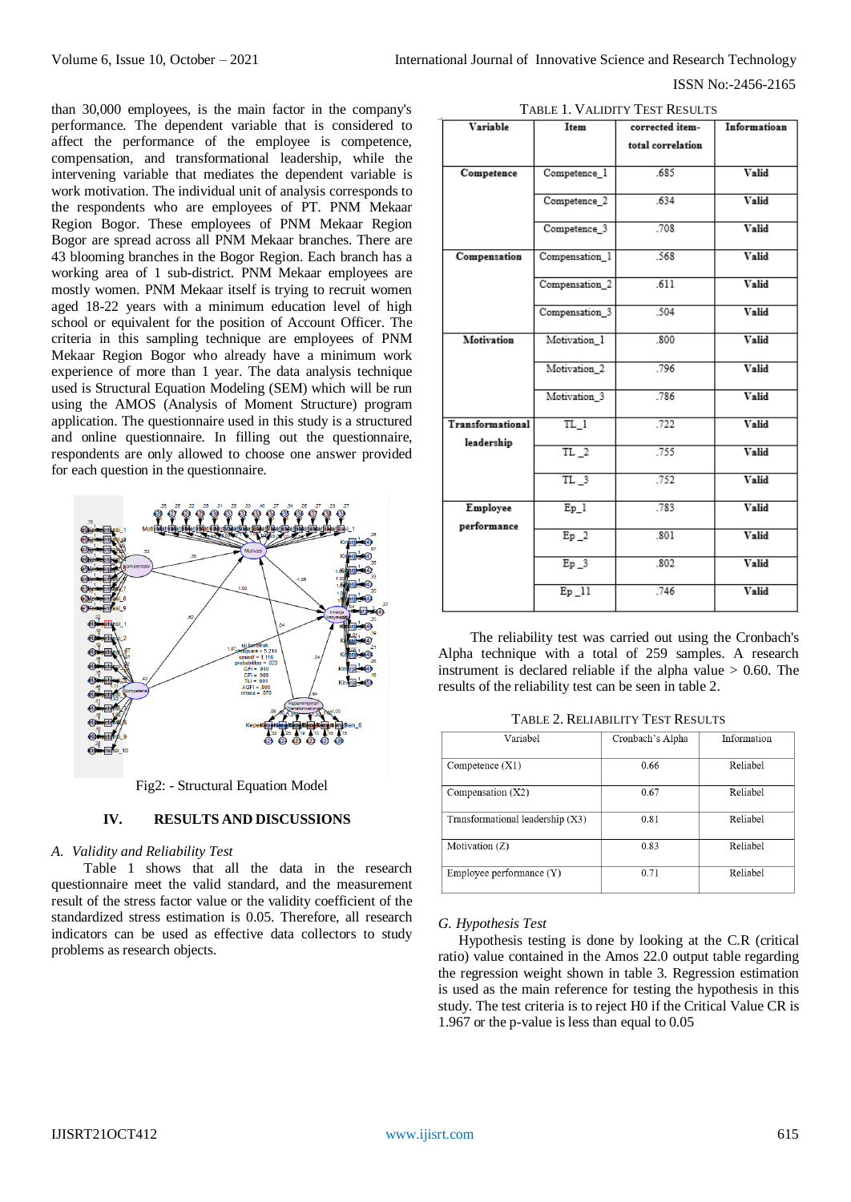than 30,000 employees, is the main factor in the company's performance. The dependent variable that is considered to affect the performance of the employee is competence, compensation, and transformational leadership, while the intervening variable that mediates the dependent variable is work motivation. The individual unit of analysis corresponds to the respondents who are employees of PT. PNM Mekaar Region Bogor. These employees of PNM Mekaar Region Bogor are spread across all PNM Mekaar branches. There are 43 blooming branches in the Bogor Region. Each branch has a working area of 1 sub-district. PNM Mekaar employees are mostly women. PNM Mekaar itself is trying to recruit women aged 18-22 years with a minimum education level of high school or equivalent for the position of Account Officer. The criteria in this sampling technique are employees of PNM Mekaar Region Bogor who already have a minimum work experience of more than 1 year. The data analysis technique used is Structural Equation Modeling (SEM) which will be run using the AMOS (Analysis of Moment Structure) program application. The questionnaire used in this study is a structured and online questionnaire. In filling out the questionnaire, respondents are only allowed to choose one answer provided for each question in the questionnaire.

Fig2: - Structural Equation Model

## IV. RESULTS AND DISCUSSIONS

### *A. Validity and Reliability Test*

Table 1 shows that all the data in the research questionnaire meet the valid standard, and the measurement result of the stress factor value or the validity coefficient of the standardized stress estimation is 0.05. Therefore, all research indicators can be used as effective data collectors to study problems as research objects.

TABLE 1. VALIDITY TEST RESULTS

| Variable | Item | corrected item-total correlation | Informatioan |
|---|---|---|---|
| Competence | Competence_1 | .685 | Valid |
| | Competence_2 | .634 | Valid |
| | Competence_3 | .708 | Valid |
| Compensation | Compensation_1 | .568 | Valid |
| | Compensation_2 | .611 | Valid |
| | Compensation_3 | .504 | Valid |
| Motivation | Motivation_1 | .800 | Valid |
| | Motivation_2 | .796 | Valid |
| | Motivation_3 | .786 | Valid |
| Transformational leadership | TL_1 | .722 | Valid |
| | TL _2 | .755 | Valid |
| | TL _3 | .752 | Valid |
| Employee performance | Ep_1 | .783 | Valid |
| | Ep _2 | .801 | Valid |
| | Ep _3 | .802 | Valid |
| | Ep _11 | .746 | Valid |

The reliability test was carried out using the Cronbach's Alpha technique with a total of 259 samples. A research instrument is declared reliable if the alpha value > 0.60. The results of the reliability test can be seen in table 2.

TABLE 2. RELIABILITY TEST RESULTS

| Variabel | Cronbach's Alpha | Information |
|---|---|---|
| Competence (X1) | 0.66 | Reliabel |
| Compensation (X2) | 0.67 | Reliabel |
| Transformational leadership (X3) | 0.81 | Reliabel |
| Motivation (Z) | 0.83 | Reliabel |
| Employee performance (Y) | 0.71 | Reliabel |

### *G. Hypothesis Test*

Hypothesis testing is done by looking at the C.R (critical ratio) value contained in the Amos 22.0 output table regarding the regression weight shown in table 3. Regression estimation is used as the main reference for testing the hypothesis in this study. The test criteria is to reject H0 if the Critical Value CR is 1.967 or the p-value is less than equal to 0.05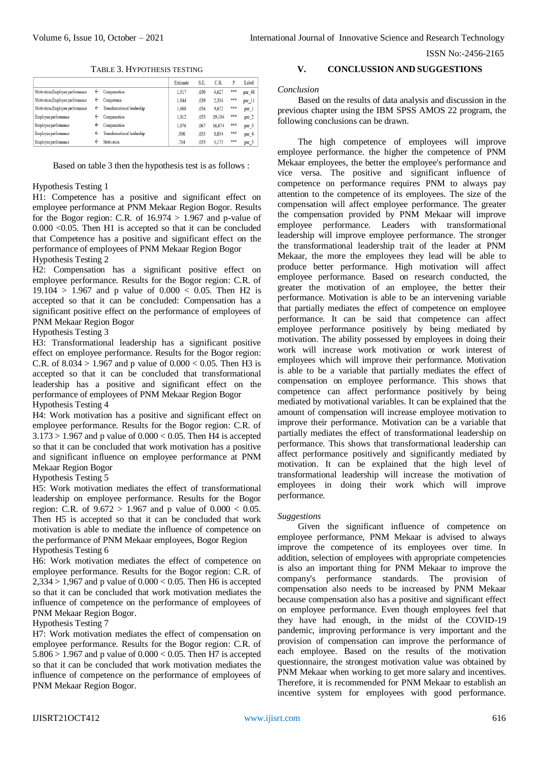TABLE 3. HYPOTHESIS TESTING

| | | | Estimate | S.E. | C.R. | P | Label |
|---|---|---|---|---|---|---|---|
| Motivation,Employee performance | ← | Compensation | 1,517 | ,650 | 4,627 | *** | par_48 |
| Motivation,Employee performance | ← | Competence | 1,044 | ,039 | 2,334 | *** | par_11 |
| Motivation,Employee performance | ← | Transformational leadership | 1,068 | ,054 | 9,672 | *** | par_1 |
| Employee performance | ← | Compensation | 1,012 | ,053 | 19,104 | *** | par_2 |
| Employee performance | ← | Compensation | 1,076 | ,067 | 16,074 | *** | par_3 |
| Employee performance | ← | Transformational leadership | ,990 | ,055 | 8,034 | *** | par_4 |
| Employee performance | ← | Motivation | ,704 | ,053 | 3,173 | *** | par_5 |

Based on table 3 then the hypothesis test is as follows :

Hypothesis Testing 1

H1: Competence has a positive and significant effect on employee performance at PNM Mekaar Region Bogor. Results for the Bogor region: C.R. of 16.974 > 1.967 and p-value of 0.000 <0.05. Then H1 is accepted so that it can be concluded that Competence has a positive and significant effect on the performance of employees of PNM Mekaar Region Bogor

Hypothesis Testing 2

H2: Compensation has a significant positive effect on employee performance. Results for the Bogor region: C.R. of 19.104 > 1.967 and p value of 0.000 < 0.05. Then H2 is accepted so that it can be concluded: Compensation has a significant positive effect on the performance of employees of PNM Mekaar Region Bogor

Hypothesis Testing 3

H3: Transformational leadership has a significant positive effect on employee performance. Results for the Bogor region: C.R. of 8.034 > 1.967 and p value of 0.000 < 0.05. Then H3 is accepted so that it can be concluded that transformational leadership has a positive and significant effect on the performance of employees of PNM Mekaar Region Bogor

Hypothesis Testing 4

H4: Work motivation has a positive and significant effect on employee performance. Results for the Bogor region: C.R. of 3.173 > 1.967 and p value of 0.000 < 0.05. Then H4 is accepted so that it can be concluded that work motivation has a positive and significant influence on employee performance at PNM Mekaar Region Bogor

Hypothesis Testing 5

H5: Work motivation mediates the effect of transformational leadership on employee performance. Results for the Bogor region: C.R. of 9.672 > 1.967 and p value of 0.000 < 0.05. Then H5 is accepted so that it can be concluded that work motivation is able to mediate the influence of competence on the performance of PNM Mekaar employees, Bogor Region

Hypothesis Testing 6

H6: Work motivation mediates the effect of competence on employee performance. Results for the Bogor region: C.R. of 2,334 > 1,967 and p value of 0.000 < 0.05. Then H6 is accepted so that it can be concluded that work motivation mediates the influence of competence on the performance of employees of PNM Mekaar Region Bogor.

Hypothesis Testing 7

H7: Work motivation mediates the effect of compensation on employee performance. Results for the Bogor region: C.R. of 5.806 > 1.967 and p value of 0.000 < 0.05. Then H7 is accepted so that it can be concluded that work motivation mediates the influence of competence on the performance of employees of PNM Mekaar Region Bogor.

## V. CONCLUSSION AND SUGGESTIONS

*Conclusion*

Based on the results of data analysis and discussion in the previous chapter using the IBM SPSS AMOS 22 program, the following conclusions can be drawn.

The high competence of employees will improve employee performance. the higher the competence of PNM Mekaar employees, the better the employee's performance and vice versa. The positive and significant influence of competence on performance requires PNM to always pay attention to the competence of its employees. The size of the compensation will affect employee performance. The greater the compensation provided by PNM Mekaar will improve employee performance. Leaders with transformational leadership will improve employee performance. The stronger the transformational leadership trait of the leader at PNM Mekaar, the more the employees they lead will be able to produce better performance. High motivation will affect employee performance. Based on research conducted, the greater the motivation of an employee, the better their performance. Motivation is able to be an intervening variable that partially mediates the effect of competence on employee performance. It can be said that competence can affect employee performance positively by being mediated by motivation. The ability possessed by employees in doing their work will increase work motivation or work interest of employees which will improve their performance. Motivation is able to be a variable that partially mediates the effect of compensation on employee performance. This shows that competence can affect performance positively by being mediated by motivational variables. It can be explained that the amount of compensation will increase employee motivation to improve their performance. Motivation can be a variable that partially mediates the effect of transformational leadership on performance. This shows that transformational leadership can affect performance positively and significantly mediated by motivation. It can be explained that the high level of transformational leadership will increase the motivation of employees in doing their work which will improve performance.

*Suggestions*

Given the significant influence of competence on employee performance, PNM Mekaar is advised to always improve the competence of its employees over time. In addition, selection of employees with appropriate competencies is also an important thing for PNM Mekaar to improve the company's performance standards. The provision of compensation also needs to be increased by PNM Mekaar because compensation also has a positive and significant effect on employee performance. Even though employees feel that they have had enough, in the midst of the COVID-19 pandemic, improving performance is very important and the provision of compensation can improve the performance of each employee. Based on the results of the motivation questionnaire, the strongest motivation value was obtained by PNM Mekaar when working to get more salary and incentives. Therefore, it is recommended for PNM Mekaar to establish an incentive system for employees with good performance.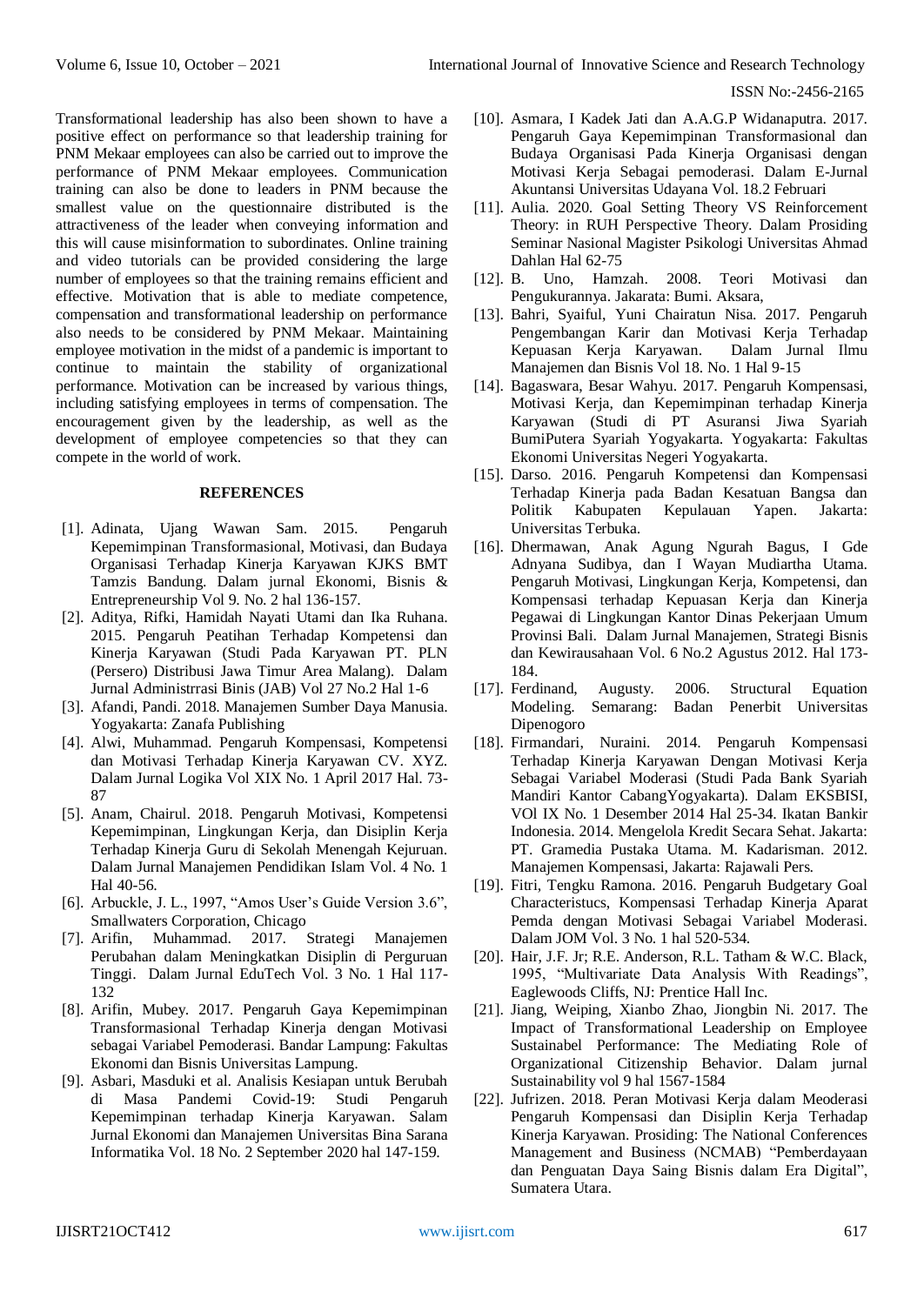Transformational leadership has also been shown to have a positive effect on performance so that leadership training for PNM Mekaar employees can also be carried out to improve the performance of PNM Mekaar employees. Communication training can also be done to leaders in PNM because the smallest value on the questionnaire distributed is the attractiveness of the leader when conveying information and this will cause misinformation to subordinates. Online training and video tutorials can be provided considering the large number of employees so that the training remains efficient and effective. Motivation that is able to mediate competence, compensation and transformational leadership on performance also needs to be considered by PNM Mekaar. Maintaining employee motivation in the midst of a pandemic is important to continue to maintain the stability of organizational performance. Motivation can be increased by various things, including satisfying employees in terms of compensation. The encouragement given by the leadership, as well as the development of employee competencies so that they can compete in the world of work.

## REFERENCES

[1]. Adinata, Ujang Wawan Sam. 2015. Pengaruh Kepemimpinan Transformasional, Motivasi, dan Budaya Organisasi Terhadap Kinerja Karyawan KJKS BMT Tamzis Bandung. Dalam jurnal Ekonomi, Bisnis & Entrepreneurship Vol 9. No. 2 hal 136-157.

[2]. Aditya, Rifki, Hamidah Nayati Utami dan Ika Ruhana. 2015. Pengaruh Peatihan Terhadap Kompetensi dan Kinerja Karyawan (Studi Pada Karyawan PT. PLN (Persero) Distribusi Jawa Timur Area Malang). Dalam Jurnal Administrrasi Binis (JAB) Vol 27 No.2 Hal 1-6

[3]. Afandi, Pandi. 2018. Manajemen Sumber Daya Manusia. Yogyakarta: Zanafa Publishing

[4]. Alwi, Muhammad. Pengaruh Kompensasi, Kompetensi dan Motivasi Terhadap Kinerja Karyawan CV. XYZ. Dalam Jurnal Logika Vol XIX No. 1 April 2017 Hal. 73-87

[5]. Anam, Chairul. 2018. Pengaruh Motivasi, Kompetensi Kepemimpinan, Lingkungan Kerja, dan Disiplin Kerja Terhadap Kinerja Guru di Sekolah Menengah Kejuruan. Dalam Jurnal Manajemen Pendidikan Islam Vol. 4 No. 1 Hal 40-56.

[6]. Arbuckle, J. L., 1997, "Amos User's Guide Version 3.6", Smallwaters Corporation, Chicago

[7]. Arifin, Muhammad. 2017. Strategi Manajemen Perubahan dalam Meningkatkan Disiplin di Perguruan Tinggi. Dalam Jurnal EduTech Vol. 3 No. 1 Hal 117-132

[8]. Arifin, Mubey. 2017. Pengaruh Gaya Kepemimpinan Transformasional Terhadap Kinerja dengan Motivasi sebagai Variabel Pemoderasi. Bandar Lampung: Fakultas Ekonomi dan Bisnis Universitas Lampung.

[9]. Asbari, Masduki et al. Analisis Kesiapan untuk Berubah di Masa Pandemi Covid-19: Studi Pengaruh Kepemimpinan terhadap Kinerja Karyawan. Salam Jurnal Ekonomi dan Manajemen Universitas Bina Sarana Informatika Vol. 18 No. 2 September 2020 hal 147-159.

[10]. Asmara, I Kadek Jati dan A.A.G.P Widanaputra. 2017. Pengaruh Gaya Kepemimpinan Transformasional dan Budaya Organisasi Pada Kinerja Organisasi dengan Motivasi Kerja Sebagai pemoderasi. Dalam E-Jurnal Akuntansi Universitas Udayana Vol. 18.2 Februari

[11]. Aulia. 2020. Goal Setting Theory VS Reinforcement Theory: in RUH Perspective Theory. Dalam Prosiding Seminar Nasional Magister Psikologi Universitas Ahmad Dahlan Hal 62-75

[12]. B. Uno, Hamzah. 2008. Teori Motivasi dan Pengukurannya. Jakarata: Bumi. Aksara,

[13]. Bahri, Syaiful, Yuni Chairatun Nisa. 2017. Pengaruh Pengembangan Karir dan Motivasi Kerja Terhadap Kepuasan Kerja Karyawan. Dalam Jurnal Ilmu Manajemen dan Bisnis Vol 18. No. 1 Hal 9-15

[14]. Bagaswara, Besar Wahyu. 2017. Pengaruh Kompensasi, Motivasi Kerja, dan Kepemimpinan terhadap Kinerja Karyawan (Studi di PT Asuransi Jiwa Syariah BumiPutera Syariah Yogyakarta. Yogyakarta: Fakultas Ekonomi Universitas Negeri Yogyakarta.

[15]. Darso. 2016. Pengaruh Kompetensi dan Kompensasi Terhadap Kinerja pada Badan Kesatuan Bangsa dan Politik Kabupaten Kepulauan Yapen. Jakarta: Universitas Terbuka.

[16]. Dhermawan, Anak Agung Ngurah Bagus, I Gde Adnyana Sudibya, dan I Wayan Mudiartha Utama. Pengaruh Motivasi, Lingkungan Kerja, Kompetensi, dan Kompensasi terhadap Kepuasan Kerja dan Kinerja Pegawai di Lingkungan Kantor Dinas Pekerjaan Umum Provinsi Bali. Dalam Jurnal Manajemen, Strategi Bisnis dan Kewirausahaan Vol. 6 No.2 Agustus 2012. Hal 173-184.

[17]. Ferdinand, Augusty. 2006. Structural Equation Modeling. Semarang: Badan Penerbit Universitas Dipenogoro

[18]. Firmandari, Nuraini. 2014. Pengaruh Kompensasi Terhadap Kinerja Karyawan Dengan Motivasi Kerja Sebagai Variabel Moderasi (Studi Pada Bank Syariah Mandiri Kantor CabangYogyakarta). Dalam EKSBISI, VOl IX No. 1 Desember 2014 Hal 25-34. Ikatan Bankir Indonesia. 2014. Mengelola Kredit Secara Sehat. Jakarta: PT. Gramedia Pustaka Utama. M. Kadarisman. 2012. Manajemen Kompensasi, Jakarta: Rajawali Pers.

[19]. Fitri, Tengku Ramona. 2016. Pengaruh Budgetary Goal Characteristucs, Kompensasi Terhadap Kinerja Aparat Pemda dengan Motivasi Sebagai Variabel Moderasi. Dalam JOM Vol. 3 No. 1 hal 520-534.

[20]. Hair, J.F. Jr; R.E. Anderson, R.L. Tatham & W.C. Black, 1995, "Multivariate Data Analysis With Readings", Eaglewoods Cliffs, NJ: Prentice Hall Inc.

[21]. Jiang, Weiping, Xianbo Zhao, Jiongbin Ni. 2017. The Impact of Transformational Leadership on Employee Sustainabel Performance: The Mediating Role of Organizational Citizenship Behavior. Dalam jurnal Sustainability vol 9 hal 1567-1584

[22]. Jufrizen. 2018. Peran Motivasi Kerja dalam Meoderasi Pengaruh Kompensasi dan Disiplin Kerja Terhadap Kinerja Karyawan. Prosiding: The National Conferences Management and Business (NCMAB) "Pemberdayaan dan Penguatan Daya Saing Bisnis dalam Era Digital", Sumatera Utara.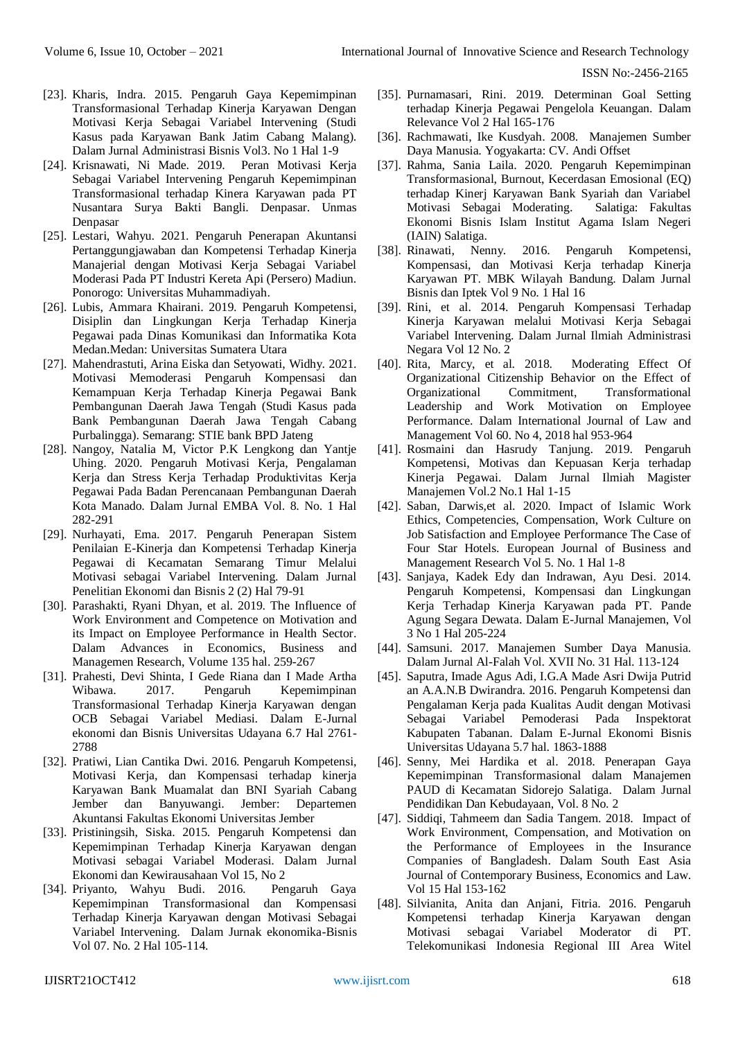[23]. Kharis, Indra. 2015. Pengaruh Gaya Kepemimpinan Transformasional Terhadap Kinerja Karyawan Dengan Motivasi Kerja Sebagai Variabel Intervening (Studi Kasus pada Karyawan Bank Jatim Cabang Malang). Dalam Jurnal Administrasi Bisnis Vol3. No 1 Hal 1-9

[24]. Krisnawati, Ni Made. 2019. Peran Motivasi Kerja Sebagai Variabel Intervening Pengaruh Kepemimpinan Transformasional terhadap Kinera Karyawan pada PT Nusantara Surya Bakti Bangli. Denpasar. Unmas Denpasar

[25]. Lestari, Wahyu. 2021. Pengaruh Penerapan Akuntansi Pertanggungjawaban dan Kompetensi Terhadap Kinerja Manajerial dengan Motivasi Kerja Sebagai Variabel Moderasi Pada PT Industri Kereta Api (Persero) Madiun. Ponorogo: Universitas Muhammadiyah.

[26]. Lubis, Ammara Khairani. 2019. Pengaruh Kompetensi, Disiplin dan Lingkungan Kerja Terhadap Kinerja Pegawai pada Dinas Komunikasi dan Informatika Kota Medan.Medan: Universitas Sumatera Utara

[27]. Mahendrastuti, Arina Eiska dan Setyowati, Widhy. 2021. Motivasi Memoderasi Pengaruh Kompensasi dan Kemampuan Kerja Terhadap Kinerja Pegawai Bank Pembangunan Daerah Jawa Tengah (Studi Kasus pada Bank Pembangunan Daerah Jawa Tengah Cabang Purbalingga). Semarang: STIE bank BPD Jateng

[28]. Nangoy, Natalia M, Victor P.K Lengkong dan Yantje Uhing. 2020. Pengaruh Motivasi Kerja, Pengalaman Kerja dan Stress Kerja Terhadap Produktivitas Kerja Pegawai Pada Badan Perencanaan Pembangunan Daerah Kota Manado. Dalam Jurnal EMBA Vol. 8. No. 1 Hal 282-291

[29]. Nurhayati, Ema. 2017. Pengaruh Penerapan Sistem Penilaian E-Kinerja dan Kompetensi Terhadap Kinerja Pegawai di Kecamatan Semarang Timur Melalui Motivasi sebagai Variabel Intervening. Dalam Jurnal Penelitian Ekonomi dan Bisnis 2 (2) Hal 79-91

[30]. Parashakti, Ryani Dhyan, et al. 2019. The Influence of Work Environment and Competence on Motivation and its Impact on Employee Performance in Health Sector. Dalam Advances in Economics, Business and Managemen Research, Volume 135 hal. 259-267

[31]. Prahesti, Devi Shinta, I Gede Riana dan I Made Artha Wibawa. 2017. Pengaruh Kepemimpinan Transformasional Terhadap Kinerja Karyawan dengan OCB Sebagai Variabel Mediasi. Dalam E-Jurnal ekonomi dan Bisnis Universitas Udayana 6.7 Hal 2761-2788

[32]. Pratiwi, Lian Cantika Dwi. 2016. Pengaruh Kompetensi, Motivasi Kerja, dan Kompensasi terhadap kinerja Karyawan Bank Muamalat dan BNI Syariah Cabang Jember dan Banyuwangi. Jember: Departemen Akuntansi Fakultas Ekonomi Universitas Jember

[33]. Pristiningsih, Siska. 2015. Pengaruh Kompetensi dan Kepemimpinan Terhadap Kinerja Karyawan dengan Motivasi sebagai Variabel Moderasi. Dalam Jurnal Ekonomi dan Kewirausahaan Vol 15, No 2

[34]. Priyanto, Wahyu Budi. 2016. Pengaruh Gaya Kepemimpinan Transformasional dan Kompensasi Terhadap Kinerja Karyawan dengan Motivasi Sebagai Variabel Intervening. Dalam Jurnak ekonomika-Bisnis Vol 07. No. 2 Hal 105-114.

[35]. Purnamasari, Rini. 2019. Determinan Goal Setting terhadap Kinerja Pegawai Pengelola Keuangan. Dalam Relevance Vol 2 Hal 165-176

[36]. Rachmawati, Ike Kusdyah. 2008. Manajemen Sumber Daya Manusia. Yogyakarta: CV. Andi Offset

[37]. Rahma, Sania Laila. 2020. Pengaruh Kepemimpinan Transformasional, Burnout, Kecerdasan Emosional (EQ) terhadap Kinerj Karyawan Bank Syariah dan Variabel Motivasi Sebagai Moderating. Salatiga: Fakultas Ekonomi Bisnis Islam Institut Agama Islam Negeri (IAIN) Salatiga.

[38]. Rinawati, Nenny. 2016. Pengaruh Kompetensi, Kompensasi, dan Motivasi Kerja terhadap Kinerja Karyawan PT. MBK Wilayah Bandung. Dalam Jurnal Bisnis dan Iptek Vol 9 No. 1 Hal 16

[39]. Rini, et al. 2014. Pengaruh Kompensasi Terhadap Kinerja Karyawan melalui Motivasi Kerja Sebagai Variabel Intervening. Dalam Jurnal Ilmiah Administrasi Negara Vol 12 No. 2

[40]. Rita, Marcy, et al. 2018. Moderating Effect Of Organizational Citizenship Behavior on the Effect of Organizational Commitment, Transformational Leadership and Work Motivation on Employee Performance. Dalam International Journal of Law and Management Vol 60. No 4, 2018 hal 953-964

[41]. Rosmaini dan Hasrudy Tanjung. 2019. Pengaruh Kompetensi, Motivas dan Kepuasan Kerja terhadap Kinerja Pegawai. Dalam Jurnal Ilmiah Magister Manajemen Vol.2 No.1 Hal 1-15

[42]. Saban, Darwis,et al. 2020. Impact of Islamic Work Ethics, Competencies, Compensation, Work Culture on Job Satisfaction and Employee Performance The Case of Four Star Hotels. European Journal of Business and Management Research Vol 5. No. 1 Hal 1-8

[43]. Sanjaya, Kadek Edy dan Indrawan, Ayu Desi. 2014. Pengaruh Kompetensi, Kompensasi dan Lingkungan Kerja Terhadap Kinerja Karyawan pada PT. Pande Agung Segara Dewata. Dalam E-Jurnal Manajemen, Vol 3 No 1 Hal 205-224

[44]. Samsuni. 2017. Manajemen Sumber Daya Manusia. Dalam Jurnal Al-Falah Vol. XVII No. 31 Hal. 113-124

[45]. Saputra, Imade Agus Adi, I.G.A Made Asri Dwija Putrid an A.A.N.B Dwirandra. 2016. Pengaruh Kompetensi dan Pengalaman Kerja pada Kualitas Audit dengan Motivasi Sebagai Variabel Pemoderasi Pada Inspektorat Kabupaten Tabanan. Dalam E-Jurnal Ekonomi Bisnis Universitas Udayana 5.7 hal. 1863-1888

[46]. Senny, Mei Hardika et al. 2018. Penerapan Gaya Kepemimpinan Transformasional dalam Manajemen PAUD di Kecamatan Sidorejo Salatiga. Dalam Jurnal Pendidikan Dan Kebudayaan, Vol. 8 No. 2

[47]. Siddiqi, Tahmeem dan Sadia Tangem. 2018. Impact of Work Environment, Compensation, and Motivation on the Performance of Employees in the Insurance Companies of Bangladesh. Dalam South East Asia Journal of Contemporary Business, Economics and Law. Vol 15 Hal 153-162

[48]. Silvianita, Anita dan Anjani, Fitria. 2016. Pengaruh Kompetensi terhadap Kinerja Karyawan dengan Motivasi sebagai Variabel Moderator di PT. Telekomunikasi Indonesia Regional III Area Witel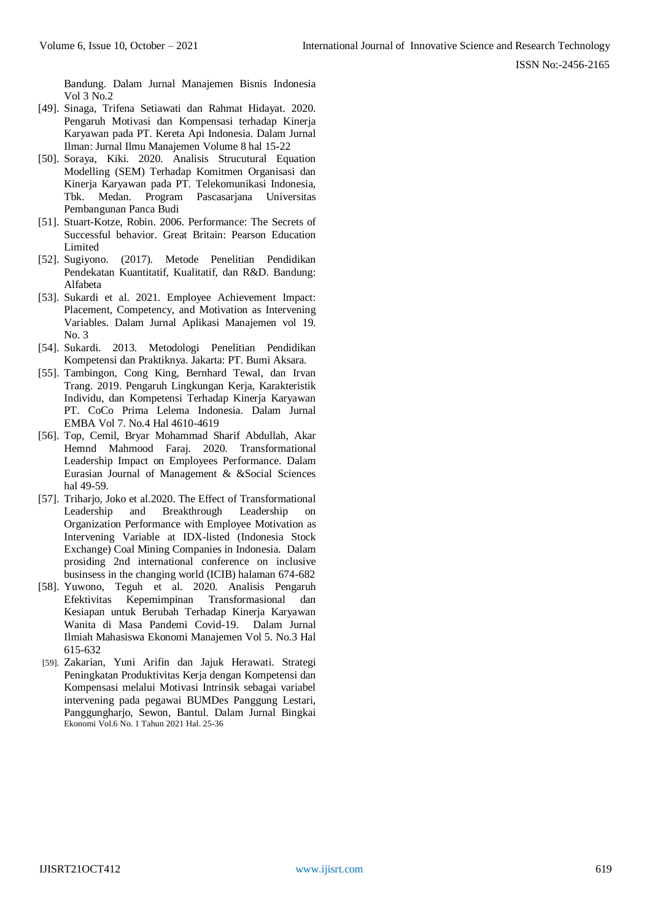Bandung. Dalam Jurnal Manajemen Bisnis Indonesia Vol 3 No.2

[49]. Sinaga, Trifena Setiawati dan Rahmat Hidayat. 2020. Pengaruh Motivasi dan Kompensasi terhadap Kinerja Karyawan pada PT. Kereta Api Indonesia. Dalam Jurnal Ilman: Jurnal Ilmu Manajemen Volume 8 hal 15-22

[50]. Soraya, Kiki. 2020. Analisis Strucutural Equation Modelling (SEM) Terhadap Komitmen Organisasi dan Kinerja Karyawan pada PT. Telekomunikasi Indonesia, Tbk. Medan. Program Pascasarjana Universitas Pembangunan Panca Budi

[51]. Stuart-Kotze, Robin. 2006. Performance: The Secrets of Successful behavior. Great Britain: Pearson Education Limited

[52]. Sugiyono. (2017). Metode Penelitian Pendidikan Pendekatan Kuantitatif, Kualitatif, dan R&D. Bandung: Alfabeta

[53]. Sukardi et al. 2021. Employee Achievement Impact: Placement, Competency, and Motivation as Intervening Variables. Dalam Jurnal Aplikasi Manajemen vol 19. No. 3

[54]. Sukardi. 2013. Metodologi Penelitian Pendidikan Kompetensi dan Praktiknya. Jakarta: PT. Bumi Aksara.

[55]. Tambingon, Cong King, Bernhard Tewal, dan Irvan Trang. 2019. Pengaruh Lingkungan Kerja, Karakteristik Individu, dan Kompetensi Terhadap Kinerja Karyawan PT. CoCo Prima Lelema Indonesia. Dalam Jurnal EMBA Vol 7. No.4 Hal 4610-4619

[56]. Top, Cemil, Bryar Mohammad Sharif Abdullah, Akar Hemnd Mahmood Faraj. 2020. Transformational Leadership Impact on Employees Performance. Dalam Eurasian Journal of Management & &Social Sciences hal 49-59.

[57]. Triharjo, Joko et al.2020. The Effect of Transformational Leadership and Breakthrough Leadership on Organization Performance with Employee Motivation as Intervening Variable at IDX-listed (Indonesia Stock Exchange) Coal Mining Companies in Indonesia. Dalam prosiding 2nd international conference on inclusive businsess in the changing world (ICIB) halaman 674-682

[58]. Yuwono, Teguh et al. 2020. Analisis Pengaruh Efektivitas Kepemimpinan Transformasional dan Kesiapan untuk Berubah Terhadap Kinerja Karyawan Wanita di Masa Pandemi Covid-19. Dalam Jurnal Ilmiah Mahasiswa Ekonomi Manajemen Vol 5. No.3 Hal 615-632

[59]. Zakarian, Yuni Arifin dan Jajuk Herawati. Strategi Peningkatan Produktivitas Kerja dengan Kompetensi dan Kompensasi melalui Motivasi Intrinsik sebagai variabel intervening pada pegawai BUMDes Panggung Lestari, Panggungharjo, Sewon, Bantul. Dalam Jurnal Bingkai Ekonomi Vol.6 No. 1 Tahun 2021 Hal. 25-36